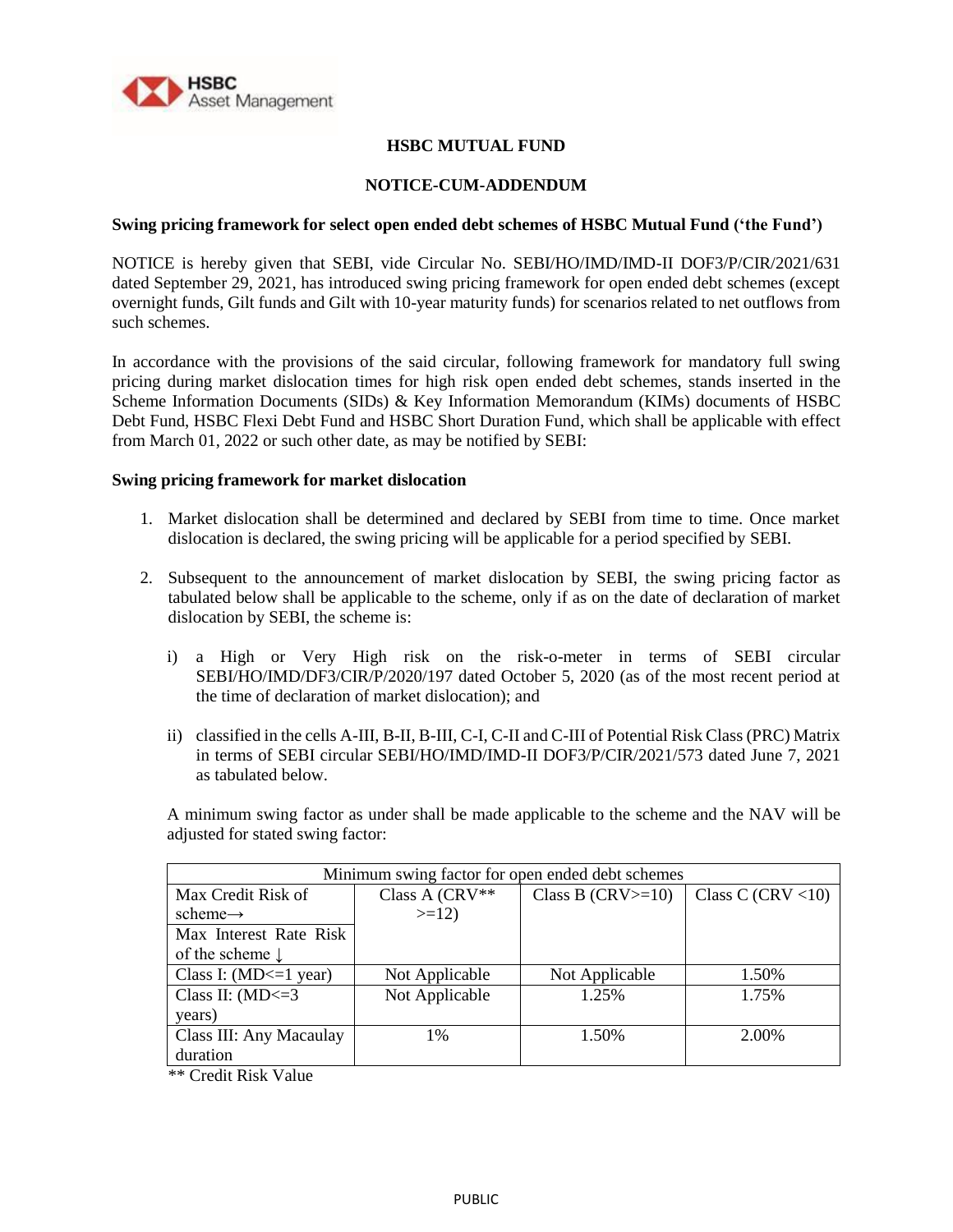# HSBC MUTUAL FUND

## NOTICE-CUM-ADDENDUM

**Swing pricing framework for select open ended debt schemes of HSBC Mutual Fund ('the Fund')**

NOTICE is hereby given that SEBI, vide Circular No. SEBI/HO/IMD/IMD-II DOF3/P/CIR/2021/631 dated September 29, 2021, has introduced swing pricing framework for open ended debt schemes (except overnight funds, Gilt funds and Gilt with 10-year maturity funds) for scenarios related to net outflows from such schemes.

In accordance with the provisions of the said circular, following framework for mandatory full swing pricing during market dislocation times for high risk open ended debt schemes, stands inserted in the Scheme Information Documents (SIDs) & Key Information Memorandum (KIMs) documents of HSBC Debt Fund, HSBC Flexi Debt Fund and HSBC Short Duration Fund, which shall be applicable with effect from March 01, 2022 or such other date, as may be notified by SEBI:

**Swing pricing framework for market dislocation**

1. Market dislocation shall be determined and declared by SEBI from time to time. Once market dislocation is declared, the swing pricing will be applicable for a period specified by SEBI.

2. Subsequent to the announcement of market dislocation by SEBI, the swing pricing factor as tabulated below shall be applicable to the scheme, only if as on the date of declaration of market dislocation by SEBI, the scheme is:

   i) a High or Very High risk on the risk-o-meter in terms of SEBI circular SEBI/HO/IMD/DF3/CIR/P/2020/197 dated October 5, 2020 (as of the most recent period at the time of declaration of market dislocation); and

   ii) classified in the cells A-III, B-II, B-III, C-I, C-II and C-III of Potential Risk Class (PRC) Matrix in terms of SEBI circular SEBI/HO/IMD/IMD-II DOF3/P/CIR/2021/573 dated June 7, 2021 as tabulated below.

   A minimum swing factor as under shall be made applicable to the scheme and the NAV will be adjusted for stated swing factor:

| Minimum swing factor for open ended debt schemes | | | |
|---|---|---|---|
| Max Credit Risk of scheme→ / Max Interest Rate Risk of the scheme ↓ | Class A (CRV** >=12) | Class B (CRV>=10) | Class C (CRV <10) |
| Class I: (MD<=1 year) | Not Applicable | Not Applicable | 1.50% |
| Class II: (MD<=3 years) | Not Applicable | 1.25% | 1.75% |
| Class III: Any Macaulay duration | 1% | 1.50% | 2.00% |

   ** Credit Risk Value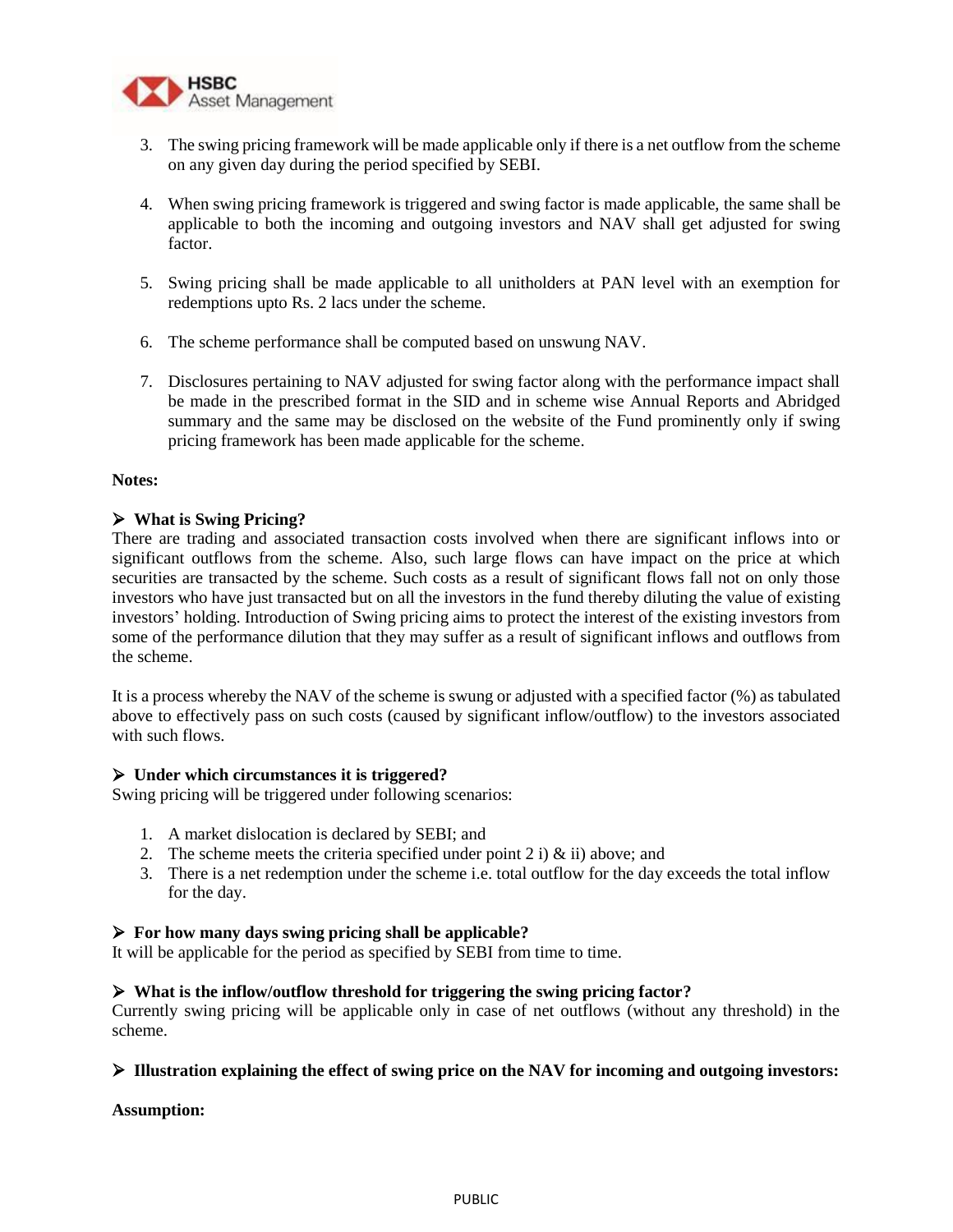3. The swing pricing framework will be made applicable only if there is a net outflow from the scheme on any given day during the period specified by SEBI.

4. When swing pricing framework is triggered and swing factor is made applicable, the same shall be applicable to both the incoming and outgoing investors and NAV shall get adjusted for swing factor.

5. Swing pricing shall be made applicable to all unitholders at PAN level with an exemption for redemptions upto Rs. 2 lacs under the scheme.

6. The scheme performance shall be computed based on unswung NAV.

7. Disclosures pertaining to NAV adjusted for swing factor along with the performance impact shall be made in the prescribed format in the SID and in scheme wise Annual Reports and Abridged summary and the same may be disclosed on the website of the Fund prominently only if swing pricing framework has been made applicable for the scheme.

**Notes:**

- **What is Swing Pricing?**

There are trading and associated transaction costs involved when there are significant inflows into or significant outflows from the scheme. Also, such large flows can have impact on the price at which securities are transacted by the scheme. Such costs as a result of significant flows fall not on only those investors who have just transacted but on all the investors in the fund thereby diluting the value of existing investors' holding. Introduction of Swing pricing aims to protect the interest of the existing investors from some of the performance dilution that they may suffer as a result of significant inflows and outflows from the scheme.

It is a process whereby the NAV of the scheme is swung or adjusted with a specified factor (%) as tabulated above to effectively pass on such costs (caused by significant inflow/outflow) to the investors associated with such flows.

- **Under which circumstances it is triggered?**

Swing pricing will be triggered under following scenarios:

1. A market dislocation is declared by SEBI; and
2. The scheme meets the criteria specified under point 2 i) & ii) above; and
3. There is a net redemption under the scheme i.e. total outflow for the day exceeds the total inflow for the day.

- **For how many days swing pricing shall be applicable?**

It will be applicable for the period as specified by SEBI from time to time.

- **What is the inflow/outflow threshold for triggering the swing pricing factor?**

Currently swing pricing will be applicable only in case of net outflows (without any threshold) in the scheme.

- **Illustration explaining the effect of swing price on the NAV for incoming and outgoing investors:**

**Assumption:**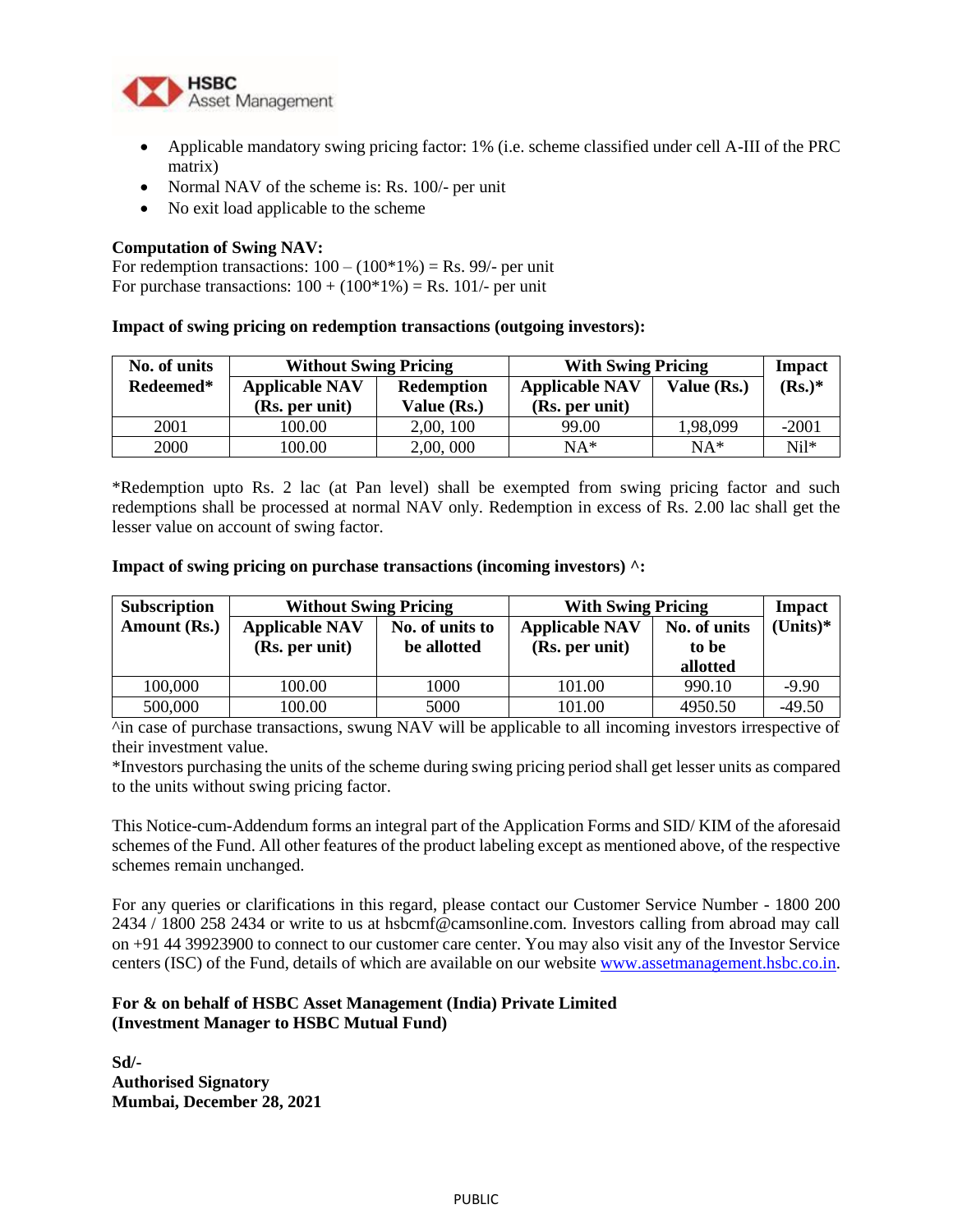- Applicable mandatory swing pricing factor: 1% (i.e. scheme classified under cell A-III of the PRC matrix)
- Normal NAV of the scheme is: Rs. 100/- per unit
- No exit load applicable to the scheme

**Computation of Swing NAV:**
For redemption transactions: 100 – (100*1%) = Rs. 99/- per unit
For purchase transactions: 100 + (100*1%) = Rs. 101/- per unit

**Impact of swing pricing on redemption transactions (outgoing investors):**

| No. of units Redeemed* | Without Swing Pricing | | With Swing Pricing | | Impact (Rs.)* |
|---|---|---|---|---|---|
| | Applicable NAV (Rs. per unit) | Redemption Value (Rs.) | Applicable NAV (Rs. per unit) | Value (Rs.) | |
| 2001 | 100.00 | 2,00, 100 | 99.00 | 1,98,099 | -2001 |
| 2000 | 100.00 | 2,00, 000 | NA* | NA* | Nil* |

*Redemption upto Rs. 2 lac (at Pan level) shall be exempted from swing pricing factor and such redemptions shall be processed at normal NAV only. Redemption in excess of Rs. 2.00 lac shall get the lesser value on account of swing factor.

**Impact of swing pricing on purchase transactions (incoming investors) ^:**

| Subscription Amount (Rs.) | Without Swing Pricing | | With Swing Pricing | | Impact (Units)* |
|---|---|---|---|---|---|
| | Applicable NAV (Rs. per unit) | No. of units to be allotted | Applicable NAV (Rs. per unit) | No. of units to be allotted | |
| 100,000 | 100.00 | 1000 | 101.00 | 990.10 | -9.90 |
| 500,000 | 100.00 | 5000 | 101.00 | 4950.50 | -49.50 |

^in case of purchase transactions, swung NAV will be applicable to all incoming investors irrespective of their investment value.
*Investors purchasing the units of the scheme during swing pricing period shall get lesser units as compared to the units without swing pricing factor.

This Notice-cum-Addendum forms an integral part of the Application Forms and SID/ KIM of the aforesaid schemes of the Fund. All other features of the product labeling except as mentioned above, of the respective schemes remain unchanged.

For any queries or clarifications in this regard, please contact our Customer Service Number - 1800 200 2434 / 1800 258 2434 or write to us at hsbcmf@camsonline.com. Investors calling from abroad may call on +91 44 39923900 to connect to our customer care center. You may also visit any of the Investor Service centers (ISC) of the Fund, details of which are available on our website www.assetmanagement.hsbc.co.in.

**For & on behalf of HSBC Asset Management (India) Private Limited**
**(Investment Manager to HSBC Mutual Fund)**

**Sd/-**
**Authorised Signatory**
**Mumbai, December 28, 2021**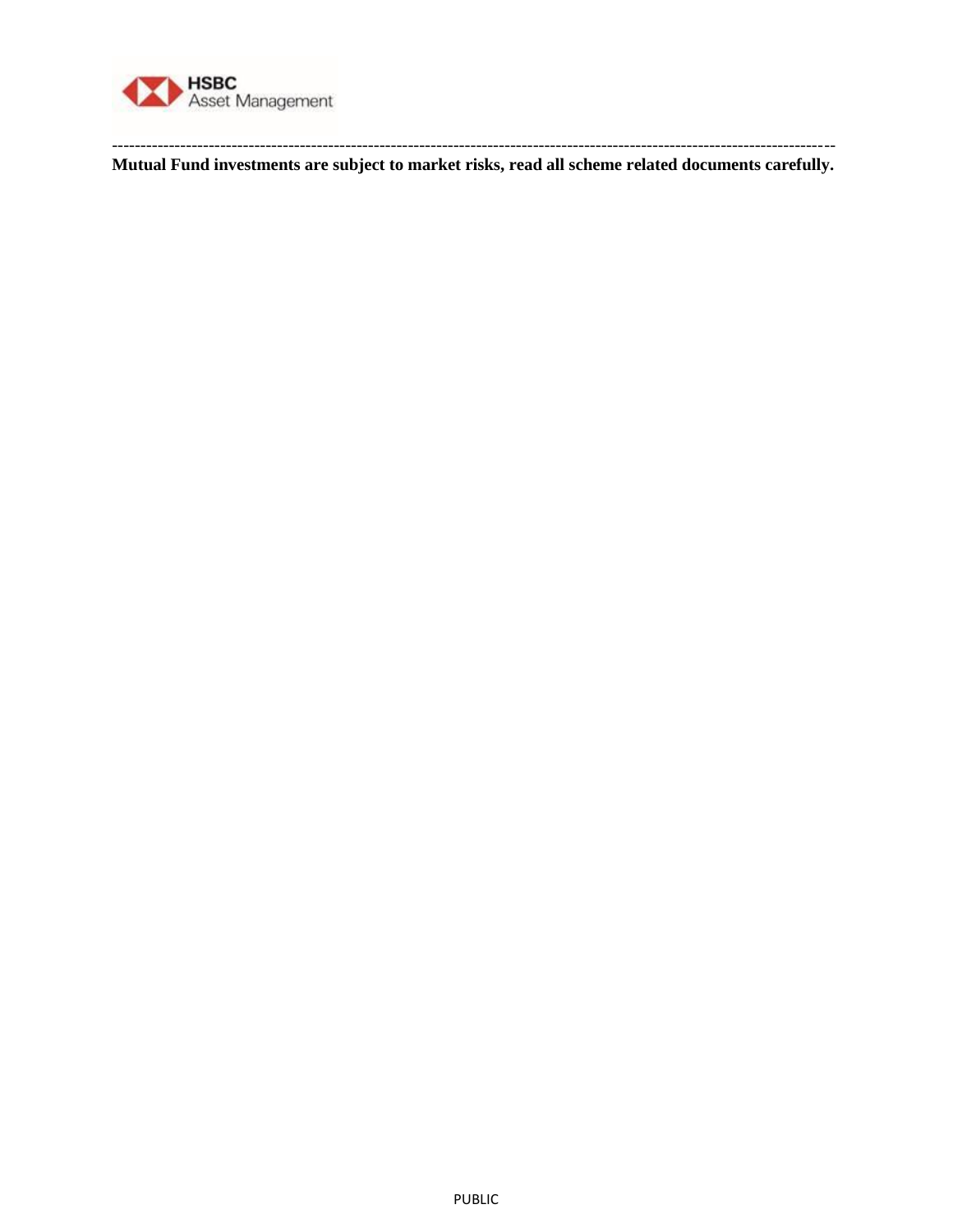**Mutual Fund investments are subject to market risks, read all scheme related documents carefully.**